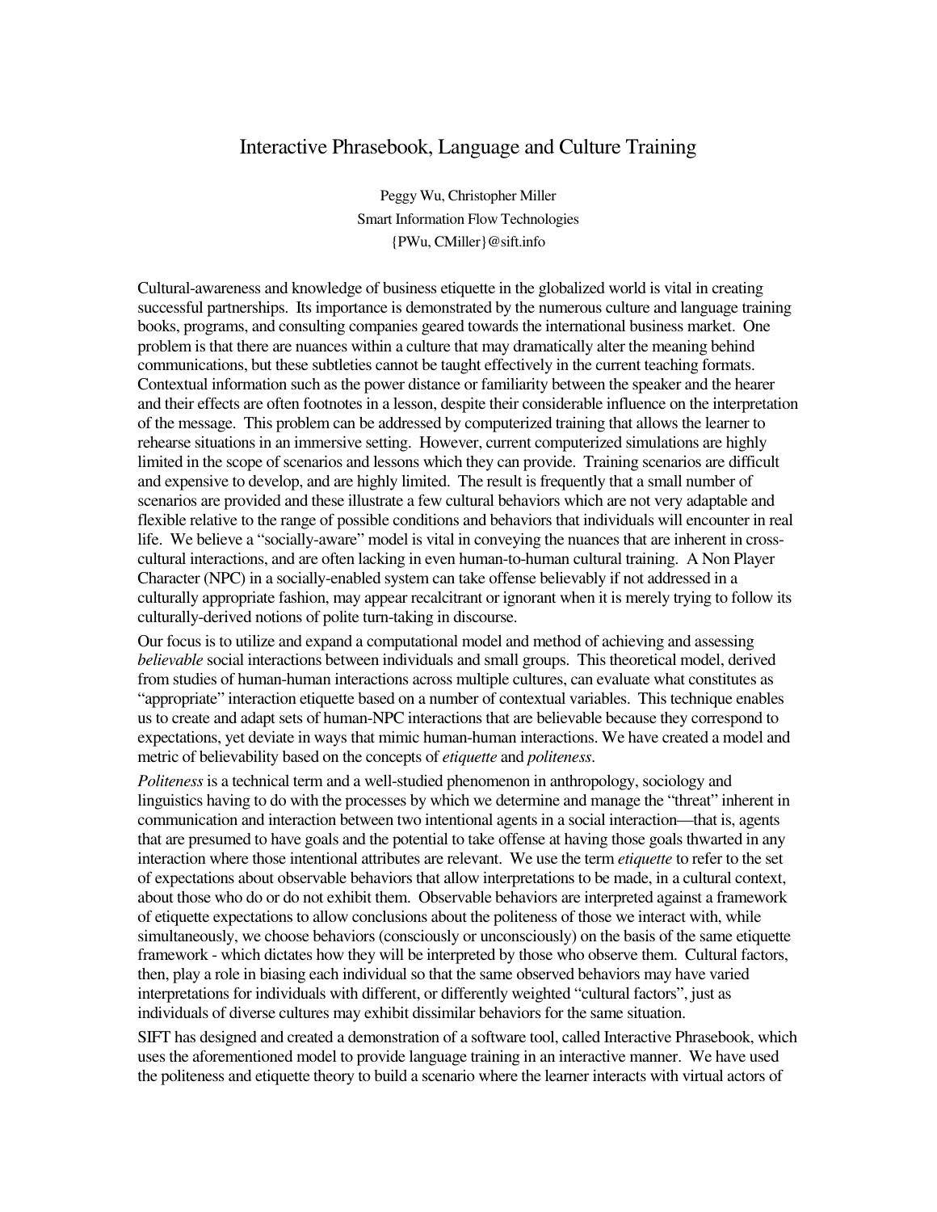# Interactive Phrasebook, Language and Culture Training

Peggy Wu, Christopher Miller
Smart Information Flow Technologies
{PWu, CMiller}@sift.info

Cultural-awareness and knowledge of business etiquette in the globalized world is vital in creating successful partnerships. Its importance is demonstrated by the numerous culture and language training books, programs, and consulting companies geared towards the international business market. One problem is that there are nuances within a culture that may dramatically alter the meaning behind communications, but these subtleties cannot be taught effectively in the current teaching formats. Contextual information such as the power distance or familiarity between the speaker and the hearer and their effects are often footnotes in a lesson, despite their considerable influence on the interpretation of the message. This problem can be addressed by computerized training that allows the learner to rehearse situations in an immersive setting. However, current computerized simulations are highly limited in the scope of scenarios and lessons which they can provide. Training scenarios are difficult and expensive to develop, and are highly limited. The result is frequently that a small number of scenarios are provided and these illustrate a few cultural behaviors which are not very adaptable and flexible relative to the range of possible conditions and behaviors that individuals will encounter in real life. We believe a "socially-aware" model is vital in conveying the nuances that are inherent in cross-cultural interactions, and are often lacking in even human-to-human cultural training. A Non Player Character (NPC) in a socially-enabled system can take offense believably if not addressed in a culturally appropriate fashion, may appear recalcitrant or ignorant when it is merely trying to follow its culturally-derived notions of polite turn-taking in discourse.

Our focus is to utilize and expand a computational model and method of achieving and assessing *believable* social interactions between individuals and small groups. This theoretical model, derived from studies of human-human interactions across multiple cultures, can evaluate what constitutes as "appropriate" interaction etiquette based on a number of contextual variables. This technique enables us to create and adapt sets of human-NPC interactions that are believable because they correspond to expectations, yet deviate in ways that mimic human-human interactions. We have created a model and metric of believability based on the concepts of *etiquette* and *politeness*.

*Politeness* is a technical term and a well-studied phenomenon in anthropology, sociology and linguistics having to do with the processes by which we determine and manage the "threat" inherent in communication and interaction between two intentional agents in a social interaction—that is, agents that are presumed to have goals and the potential to take offense at having those goals thwarted in any interaction where those intentional attributes are relevant. We use the term *etiquette* to refer to the set of expectations about observable behaviors that allow interpretations to be made, in a cultural context, about those who do or do not exhibit them. Observable behaviors are interpreted against a framework of etiquette expectations to allow conclusions about the politeness of those we interact with, while simultaneously, we choose behaviors (consciously or unconsciously) on the basis of the same etiquette framework - which dictates how they will be interpreted by those who observe them. Cultural factors, then, play a role in biasing each individual so that the same observed behaviors may have varied interpretations for individuals with different, or differently weighted "cultural factors", just as individuals of diverse cultures may exhibit dissimilar behaviors for the same situation.

SIFT has designed and created a demonstration of a software tool, called Interactive Phrasebook, which uses the aforementioned model to provide language training in an interactive manner. We have used the politeness and etiquette theory to build a scenario where the learner interacts with virtual actors of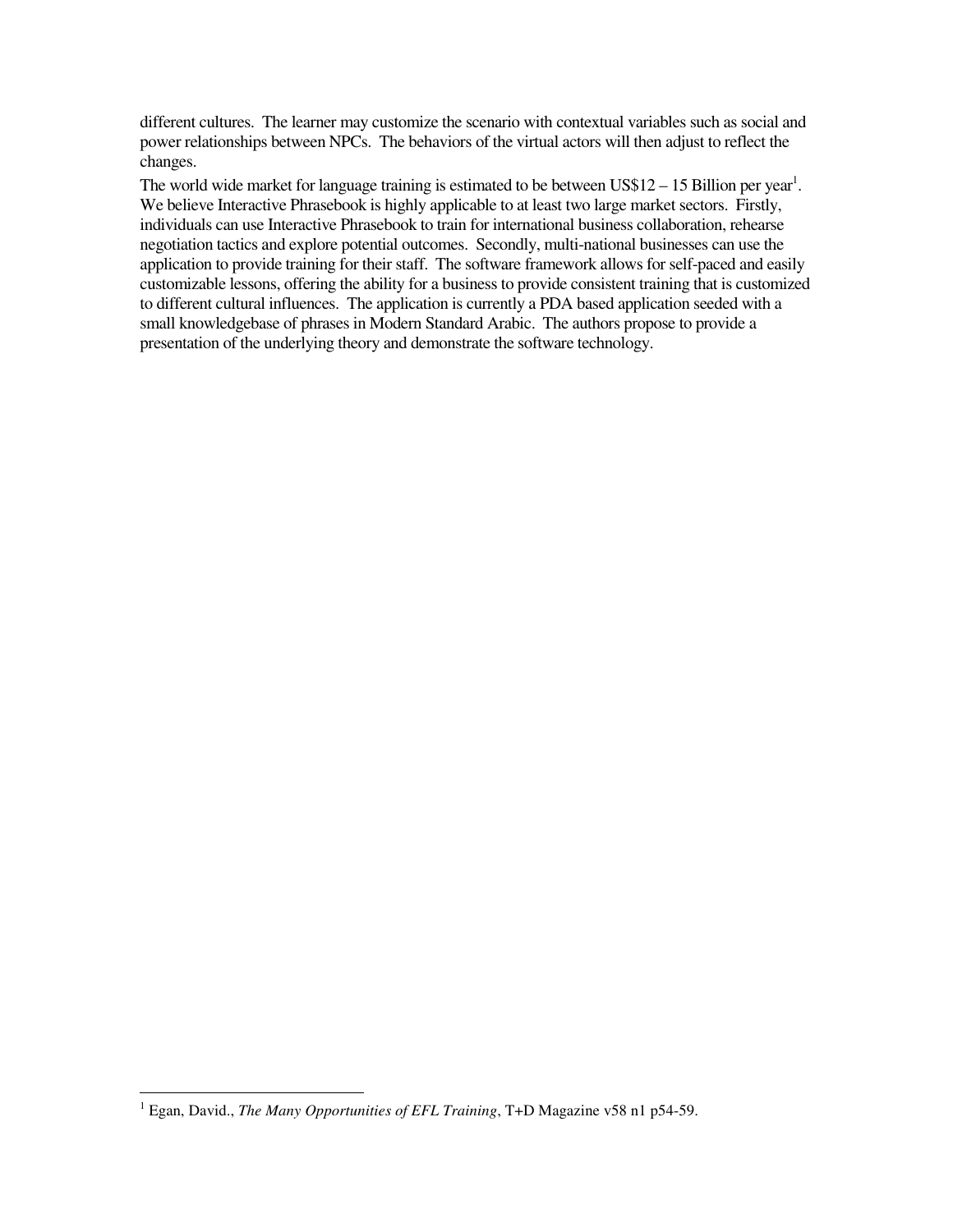different cultures. The learner may customize the scenario with contextual variables such as social and power relationships between NPCs. The behaviors of the virtual actors will then adjust to reflect the changes.

The world wide market for language training is estimated to be between US$12 – 15 Billion per year[1]. We believe Interactive Phrasebook is highly applicable to at least two large market sectors. Firstly, individuals can use Interactive Phrasebook to train for international business collaboration, rehearse negotiation tactics and explore potential outcomes. Secondly, multi-national businesses can use the application to provide training for their staff. The software framework allows for self-paced and easily customizable lessons, offering the ability for a business to provide consistent training that is customized to different cultural influences. The application is currently a PDA based application seeded with a small knowledgebase of phrases in Modern Standard Arabic. The authors propose to provide a presentation of the underlying theory and demonstrate the software technology.

---

[1] Egan, David., *The Many Opportunities of EFL Training*, T+D Magazine v58 n1 p54-59.